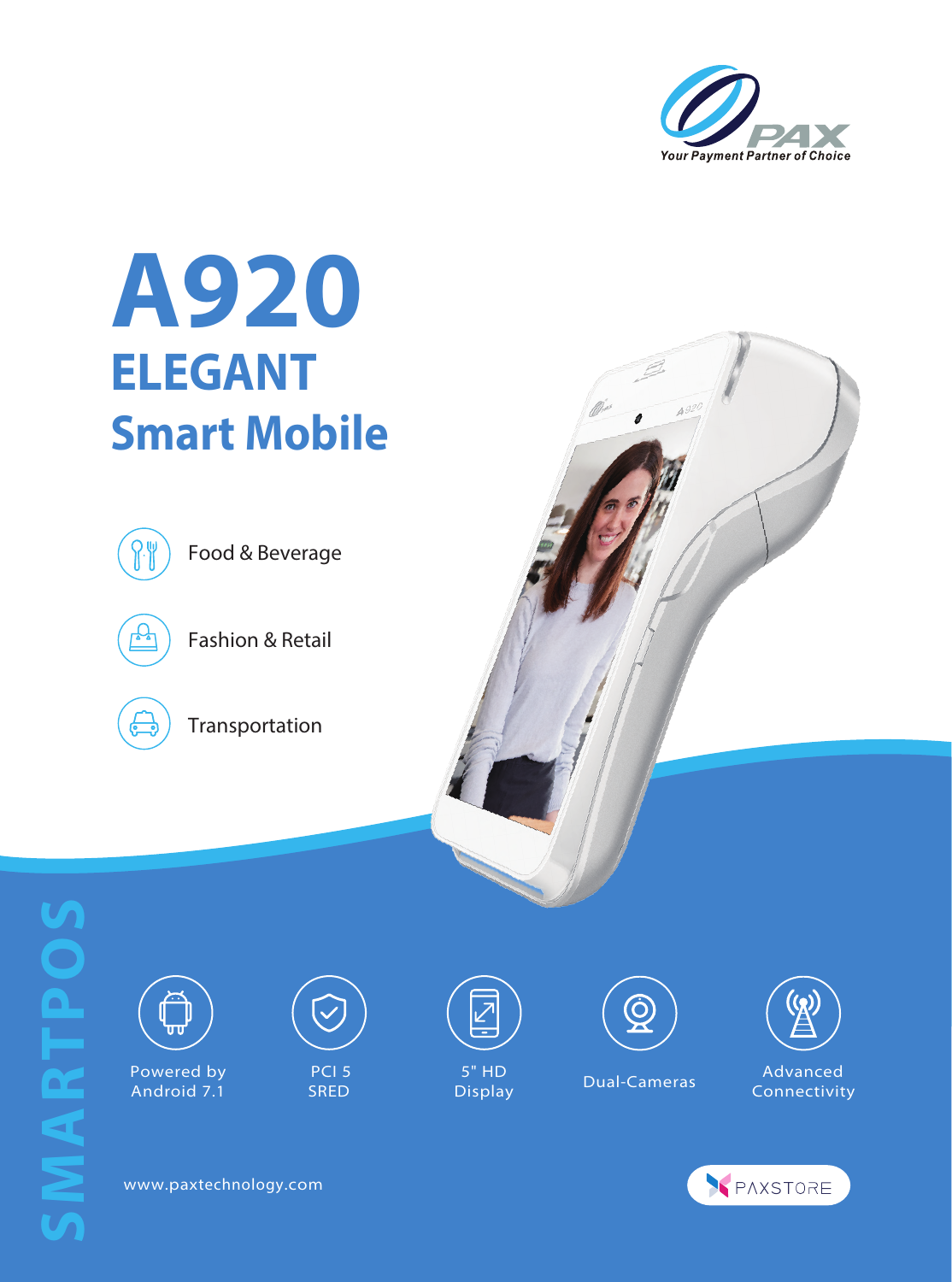PAX
Your Payment Partner of Choice

# A920

## ELEGANT

## Smart Mobile

- Food & Beverage
- Fashion & Retail
- Transportation

SMARTPOS

- Powered by Android 7.1
- PCI 5 SRED
- 5" HD Display
- Dual-Cameras
- Advanced Connectivity

www.paxtechnology.com

PAXSTORE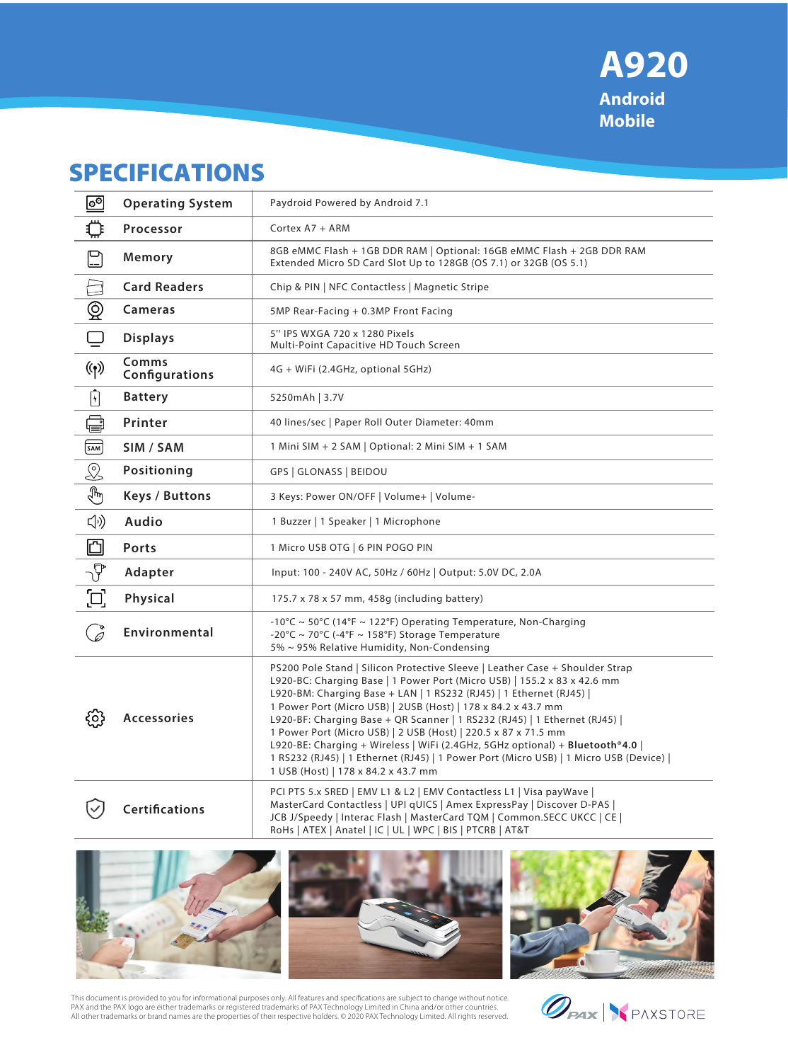# A920

**Android Mobile**

## SPECIFICATIONS

| | |
|---|---|
| Operating System | Paydroid Powered by Android 7.1 |
| Processor | Cortex A7 + ARM |
| Memory | 8GB eMMC Flash + 1GB DDR RAM \| Optional: 16GB eMMC Flash + 2GB DDR RAM<br>Extended Micro SD Card Slot Up to 128GB (OS 7.1) or 32GB (OS 5.1) |
| Card Readers | Chip & PIN \| NFC Contactless \| Magnetic Stripe |
| Cameras | 5MP Rear-Facing + 0.3MP Front Facing |
| Displays | 5'' IPS WXGA 720 x 1280 Pixels<br>Multi-Point Capacitive HD Touch Screen |
| Comms Configurations | 4G + WiFi (2.4GHz, optional 5GHz) |
| Battery | 5250mAh \| 3.7V |
| Printer | 40 lines/sec \| Paper Roll Outer Diameter: 40mm |
| SIM / SAM | 1 Mini SIM + 2 SAM \| Optional: 2 Mini SIM + 1 SAM |
| Positioning | GPS \| GLONASS \| BEIDOU |
| Keys / Buttons | 3 Keys: Power ON/OFF \| Volume+ \| Volume- |
| Audio | 1 Buzzer \| 1 Speaker \| 1 Microphone |
| Ports | 1 Micro USB OTG \| 6 PIN POGO PIN |
| Adapter | Input: 100 - 240V AC, 50Hz / 60Hz \| Output: 5.0V DC, 2.0A |
| Physical | 175.7 x 78 x 57 mm, 458g (including battery) |
| Environmental | -10°C ~ 50°C (14°F ~ 122°F) Operating Temperature, Non-Charging<br>-20°C ~ 70°C (-4°F ~ 158°F) Storage Temperature<br>5% ~ 95% Relative Humidity, Non-Condensing |
| Accessories | PS200 Pole Stand \| Silicon Protective Sleeve \| Leather Case + Shoulder Strap<br>L920-BC: Charging Base \| 1 Power Port (Micro USB) \| 155.2 x 83 x 42.6 mm<br>L920-BM: Charging Base + LAN \| 1 RS232 (RJ45) \| 1 Ethernet (RJ45) \|<br>1 Power Port (Micro USB) \| 2USB (Host) \| 178 x 84.2 x 43.7 mm<br>L920-BF: Charging Base + QR Scanner \| 1 RS232 (RJ45) \| 1 Ethernet (RJ45) \|<br>1 Power Port (Micro USB) \| 2 USB (Host) \| 220.5 x 87 x 71.5 mm<br>L920-BE: Charging + Wireless \| WiFi (2.4GHz, 5GHz optional) + **Bluetooth®4.0** \|<br>1 RS232 (RJ45) \| 1 Ethernet (RJ45) \| 1 Power Port (Micro USB) \| 1 Micro USB (Device) \|<br>1 USB (Host) \| 178 x 84.2 x 43.7 mm |
| Certifications | PCI PTS 5.x SRED \| EMV L1 & L2 \| EMV Contactless L1 \| Visa payWave \|<br>MasterCard Contactless \| UPI qUICS \| Amex ExpressPay \| Discover D-PAS \|<br>JCB J/Speedy \| Interac Flash \| MasterCard TQM \| Common.SECC UKCC \| CE \|<br>RoHs \| ATEX \| Anatel \| IC \| UL \| WPC \| BIS \| PTCRB \| AT&T |

This document is provided to you for informational purposes only. All features and specifications are subject to change without notice.
PAX and the PAX logo are either trademarks or registered trademarks of PAX Technology Limited in China and/or other countries.
All other trademarks or brand names are the properties of their respective holders. © 2020 PAX Technology Limited. All rights reserved.

PAX | PAXSTORE